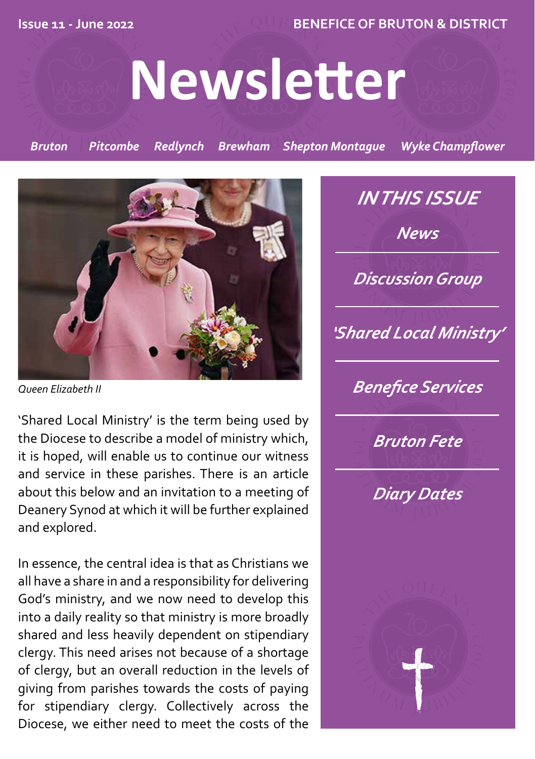Issue 11 - June 2022

BENEFICE OF BRUTON & DISTRICT

# Newsletter

*Bruton* *Pitcombe* *Redlynch* *Brewham* *Shepton Montague* *Wyke Champflower*

*Queen Elizabeth II*

## IN THIS ISSUE

- *News*
- *Discussion Group*
- *'Shared Local Ministry'*
- *Benefice Services*
- *Bruton Fete*
- *Diary Dates*

'Shared Local Ministry' is the term being used by the Diocese to describe a model of ministry which, it is hoped, will enable us to continue our witness and service in these parishes. There is an article about this below and an invitation to a meeting of Deanery Synod at which it will be further explained and explored.

In essence, the central idea is that as Christians we all have a share in and a responsibility for delivering God's ministry, and we now need to develop this into a daily reality so that ministry is more broadly shared and less heavily dependent on stipendiary clergy. This need arises not because of a shortage of clergy, but an overall reduction in the levels of giving from parishes towards the costs of paying for stipendiary clergy. Collectively across the Diocese, we either need to meet the costs of the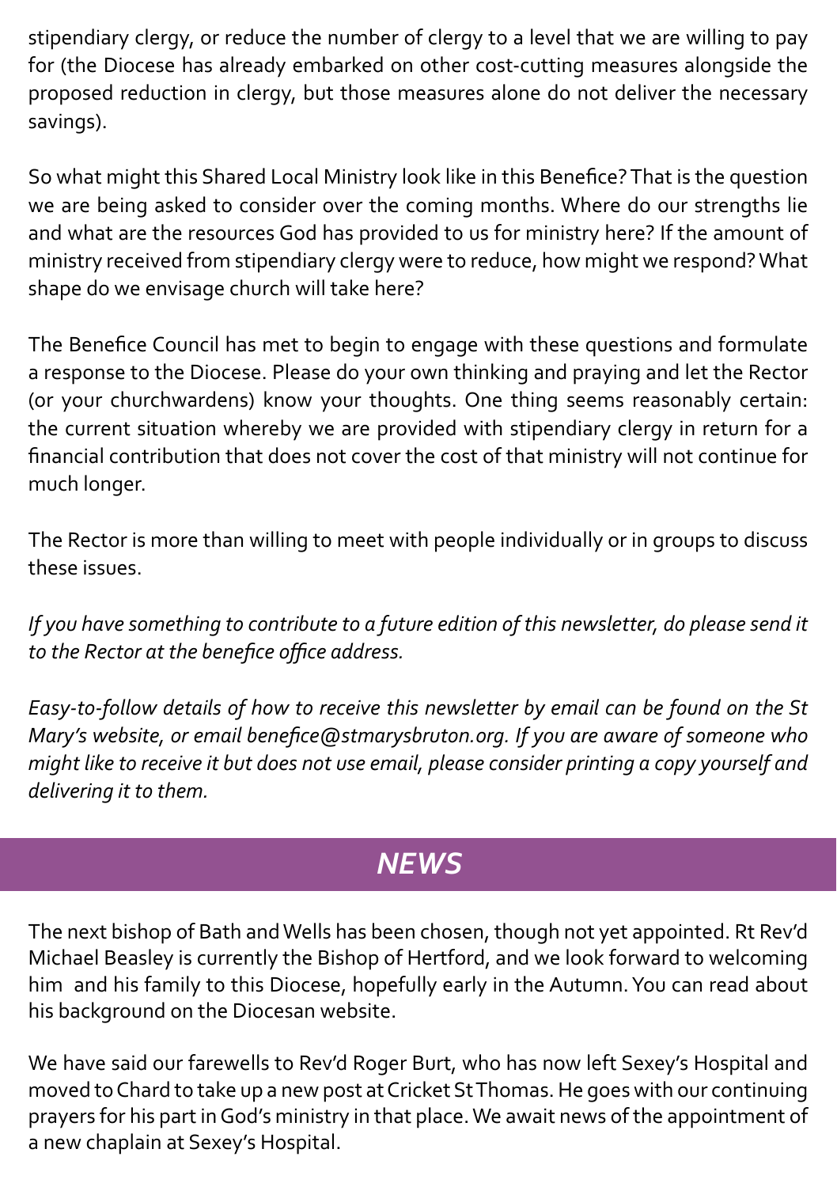stipendiary clergy, or reduce the number of clergy to a level that we are willing to pay for (the Diocese has already embarked on other cost-cutting measures alongside the proposed reduction in clergy, but those measures alone do not deliver the necessary savings).

So what might this Shared Local Ministry look like in this Benefice? That is the question we are being asked to consider over the coming months. Where do our strengths lie and what are the resources God has provided to us for ministry here? If the amount of ministry received from stipendiary clergy were to reduce, how might we respond? What shape do we envisage church will take here?

The Benefice Council has met to begin to engage with these questions and formulate a response to the Diocese. Please do your own thinking and praying and let the Rector (or your churchwardens) know your thoughts. One thing seems reasonably certain: the current situation whereby we are provided with stipendiary clergy in return for a financial contribution that does not cover the cost of that ministry will not continue for much longer.

The Rector is more than willing to meet with people individually or in groups to discuss these issues.

*If you have something to contribute to a future edition of this newsletter, do please send it to the Rector at the benefice office address.*

*Easy-to-follow details of how to receive this newsletter by email can be found on the St Mary's website, or email benefice@stmarysbruton.org. If you are aware of someone who might like to receive it but does not use email, please consider printing a copy yourself and delivering it to them.*

## *NEWS*

The next bishop of Bath and Wells has been chosen, though not yet appointed. Rt Rev'd Michael Beasley is currently the Bishop of Hertford, and we look forward to welcoming him and his family to this Diocese, hopefully early in the Autumn. You can read about his background on the Diocesan website.

We have said our farewells to Rev'd Roger Burt, who has now left Sexey's Hospital and moved to Chard to take up a new post at Cricket St Thomas. He goes with our continuing prayers for his part in God's ministry in that place. We await news of the appointment of a new chaplain at Sexey's Hospital.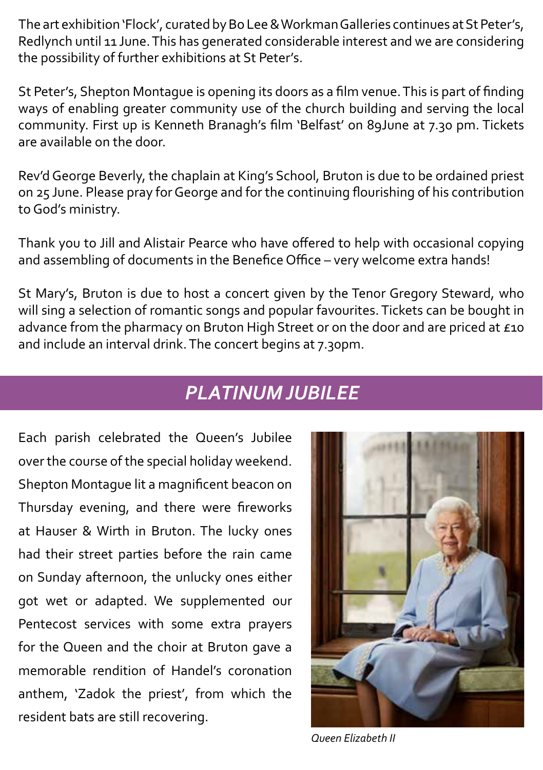The art exhibition 'Flock', curated by Bo Lee & Workman Galleries continues at St Peter's, Redlynch until 11 June. This has generated considerable interest and we are considering the possibility of further exhibitions at St Peter's.

St Peter's, Shepton Montague is opening its doors as a film venue. This is part of finding ways of enabling greater community use of the church building and serving the local community. First up is Kenneth Branagh's film 'Belfast' on 89June at 7.30 pm. Tickets are available on the door.

Rev'd George Beverly, the chaplain at King's School, Bruton is due to be ordained priest on 25 June. Please pray for George and for the continuing flourishing of his contribution to God's ministry.

Thank you to Jill and Alistair Pearce who have offered to help with occasional copying and assembling of documents in the Benefice Office – very welcome extra hands!

St Mary's, Bruton is due to host a concert given by the Tenor Gregory Steward, who will sing a selection of romantic songs and popular favourites. Tickets can be bought in advance from the pharmacy on Bruton High Street or on the door and are priced at £10 and include an interval drink. The concert begins at 7.30pm.

## *PLATINUM JUBILEE*

Each parish celebrated the Queen's Jubilee over the course of the special holiday weekend. Shepton Montague lit a magnificent beacon on Thursday evening, and there were fireworks at Hauser & Wirth in Bruton. The lucky ones had their street parties before the rain came on Sunday afternoon, the unlucky ones either got wet or adapted. We supplemented our Pentecost services with some extra prayers for the Queen and the choir at Bruton gave a memorable rendition of Handel's coronation anthem, 'Zadok the priest', from which the resident bats are still recovering.

*Queen Elizabeth II*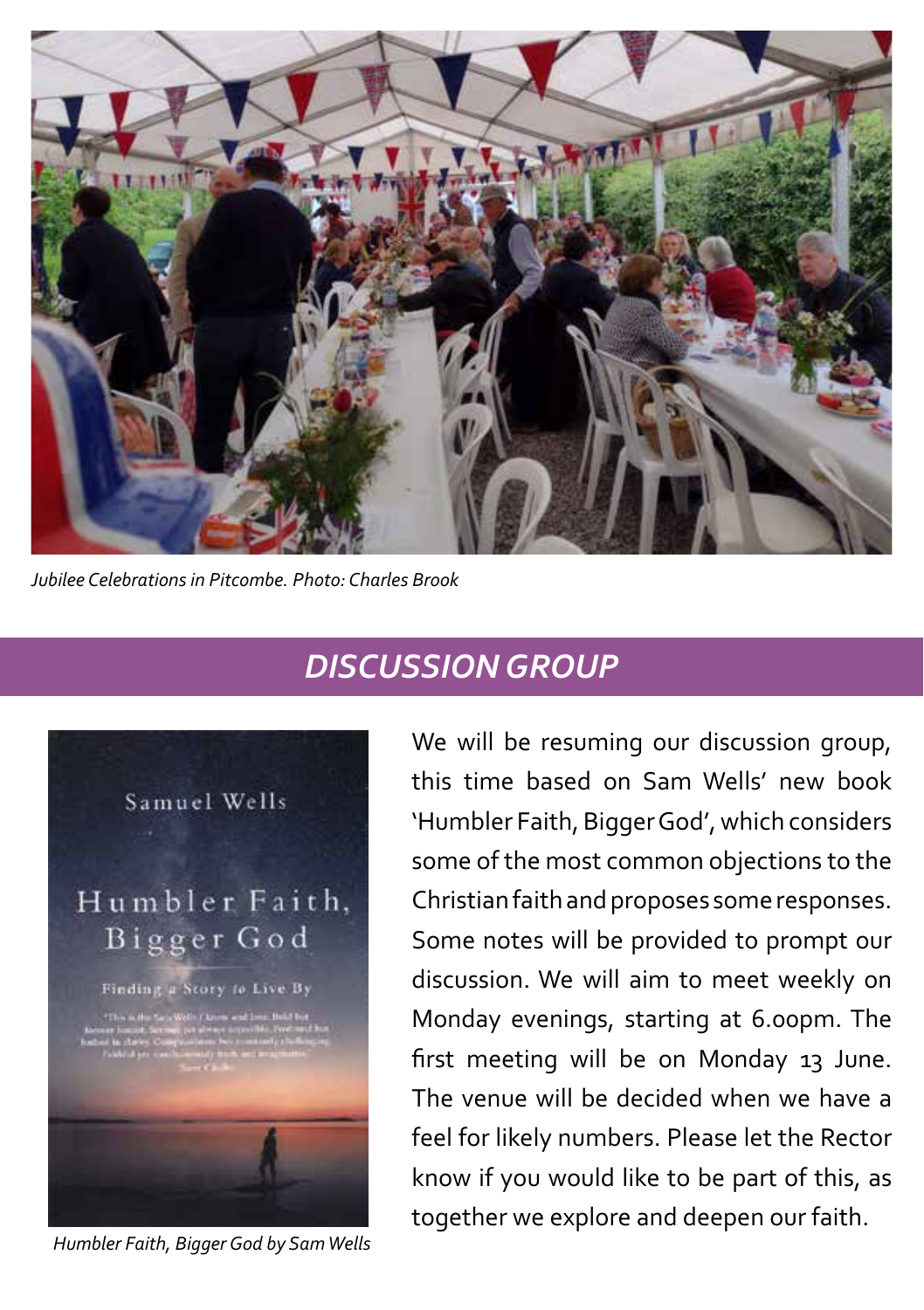*Jubilee Celebrations in Pitcombe. Photo: Charles Brook*

## *DISCUSSION GROUP*

*Humbler Faith, Bigger God by Sam Wells*

We will be resuming our discussion group, this time based on Sam Wells' new book 'Humbler Faith, Bigger God', which considers some of the most common objections to the Christian faith and proposes some responses. Some notes will be provided to prompt our discussion. We will aim to meet weekly on Monday evenings, starting at 6.00pm. The first meeting will be on Monday 13 June. The venue will be decided when we have a feel for likely numbers. Please let the Rector know if you would like to be part of this, as together we explore and deepen our faith.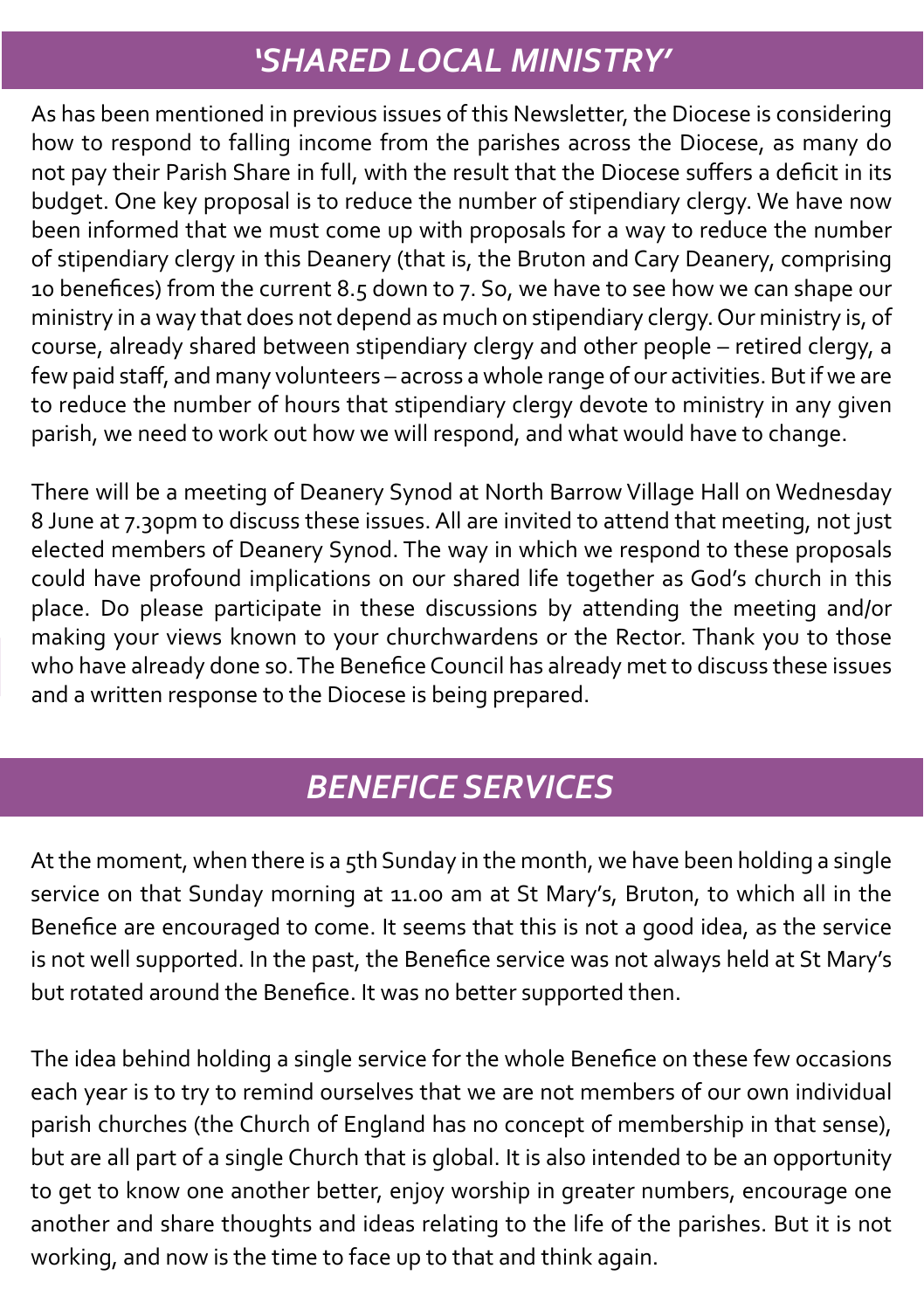## *'SHARED LOCAL MINISTRY'*

As has been mentioned in previous issues of this Newsletter, the Diocese is considering how to respond to falling income from the parishes across the Diocese, as many do not pay their Parish Share in full, with the result that the Diocese suffers a deficit in its budget. One key proposal is to reduce the number of stipendiary clergy. We have now been informed that we must come up with proposals for a way to reduce the number of stipendiary clergy in this Deanery (that is, the Bruton and Cary Deanery, comprising 10 benefices) from the current 8.5 down to 7. So, we have to see how we can shape our ministry in a way that does not depend as much on stipendiary clergy. Our ministry is, of course, already shared between stipendiary clergy and other people – retired clergy, a few paid staff, and many volunteers – across a whole range of our activities. But if we are to reduce the number of hours that stipendiary clergy devote to ministry in any given parish, we need to work out how we will respond, and what would have to change.

There will be a meeting of Deanery Synod at North Barrow Village Hall on Wednesday 8 June at 7.30pm to discuss these issues. All are invited to attend that meeting, not just elected members of Deanery Synod. The way in which we respond to these proposals could have profound implications on our shared life together as God's church in this place. Do please participate in these discussions by attending the meeting and/or making your views known to your churchwardens or the Rector. Thank you to those who have already done so. The Benefice Council has already met to discuss these issues and a written response to the Diocese is being prepared.

## *BENEFICE SERVICES*

At the moment, when there is a 5th Sunday in the month, we have been holding a single service on that Sunday morning at 11.00 am at St Mary's, Bruton, to which all in the Benefice are encouraged to come. It seems that this is not a good idea, as the service is not well supported. In the past, the Benefice service was not always held at St Mary's but rotated around the Benefice. It was no better supported then.

The idea behind holding a single service for the whole Benefice on these few occasions each year is to try to remind ourselves that we are not members of our own individual parish churches (the Church of England has no concept of membership in that sense), but are all part of a single Church that is global. It is also intended to be an opportunity to get to know one another better, enjoy worship in greater numbers, encourage one another and share thoughts and ideas relating to the life of the parishes. But it is not working, and now is the time to face up to that and think again.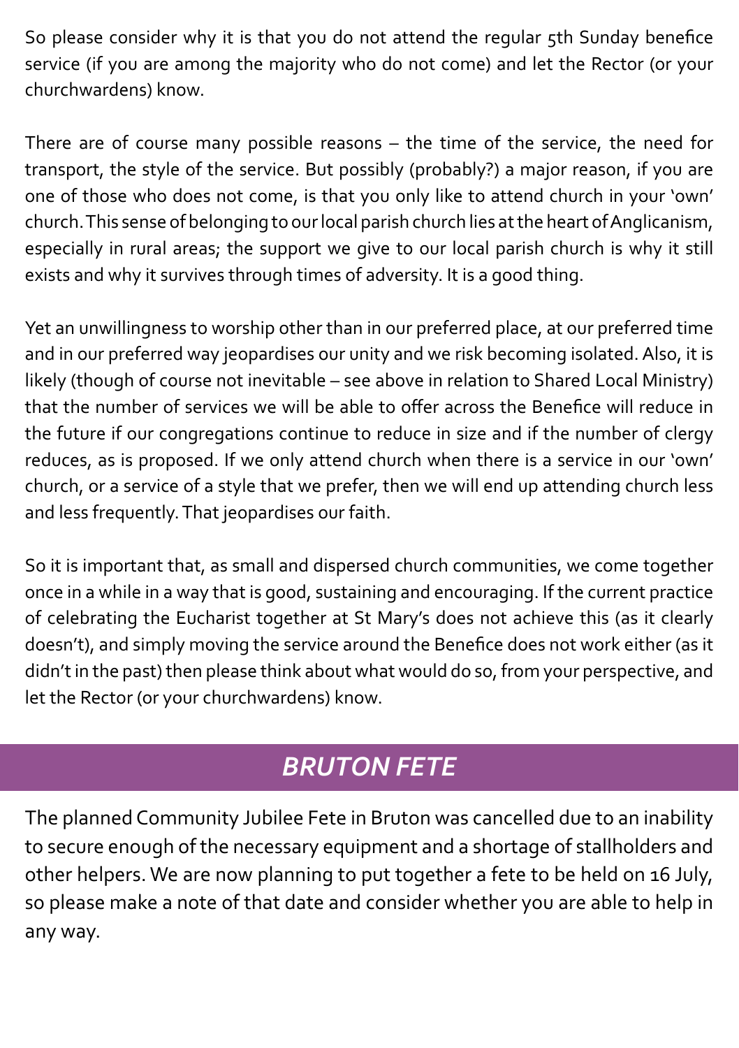So please consider why it is that you do not attend the regular 5th Sunday benefice service (if you are among the majority who do not come) and let the Rector (or your churchwardens) know.

There are of course many possible reasons – the time of the service, the need for transport, the style of the service. But possibly (probably?) a major reason, if you are one of those who does not come, is that you only like to attend church in your 'own' church. This sense of belonging to our local parish church lies at the heart of Anglicanism, especially in rural areas; the support we give to our local parish church is why it still exists and why it survives through times of adversity. It is a good thing.

Yet an unwillingness to worship other than in our preferred place, at our preferred time and in our preferred way jeopardises our unity and we risk becoming isolated. Also, it is likely (though of course not inevitable – see above in relation to Shared Local Ministry) that the number of services we will be able to offer across the Benefice will reduce in the future if our congregations continue to reduce in size and if the number of clergy reduces, as is proposed. If we only attend church when there is a service in our 'own' church, or a service of a style that we prefer, then we will end up attending church less and less frequently. That jeopardises our faith.

So it is important that, as small and dispersed church communities, we come together once in a while in a way that is good, sustaining and encouraging. If the current practice of celebrating the Eucharist together at St Mary's does not achieve this (as it clearly doesn't), and simply moving the service around the Benefice does not work either (as it didn't in the past) then please think about what would do so, from your perspective, and let the Rector (or your churchwardens) know.

## *BRUTON FETE*

The planned Community Jubilee Fete in Bruton was cancelled due to an inability to secure enough of the necessary equipment and a shortage of stallholders and other helpers. We are now planning to put together a fete to be held on 16 July, so please make a note of that date and consider whether you are able to help in any way.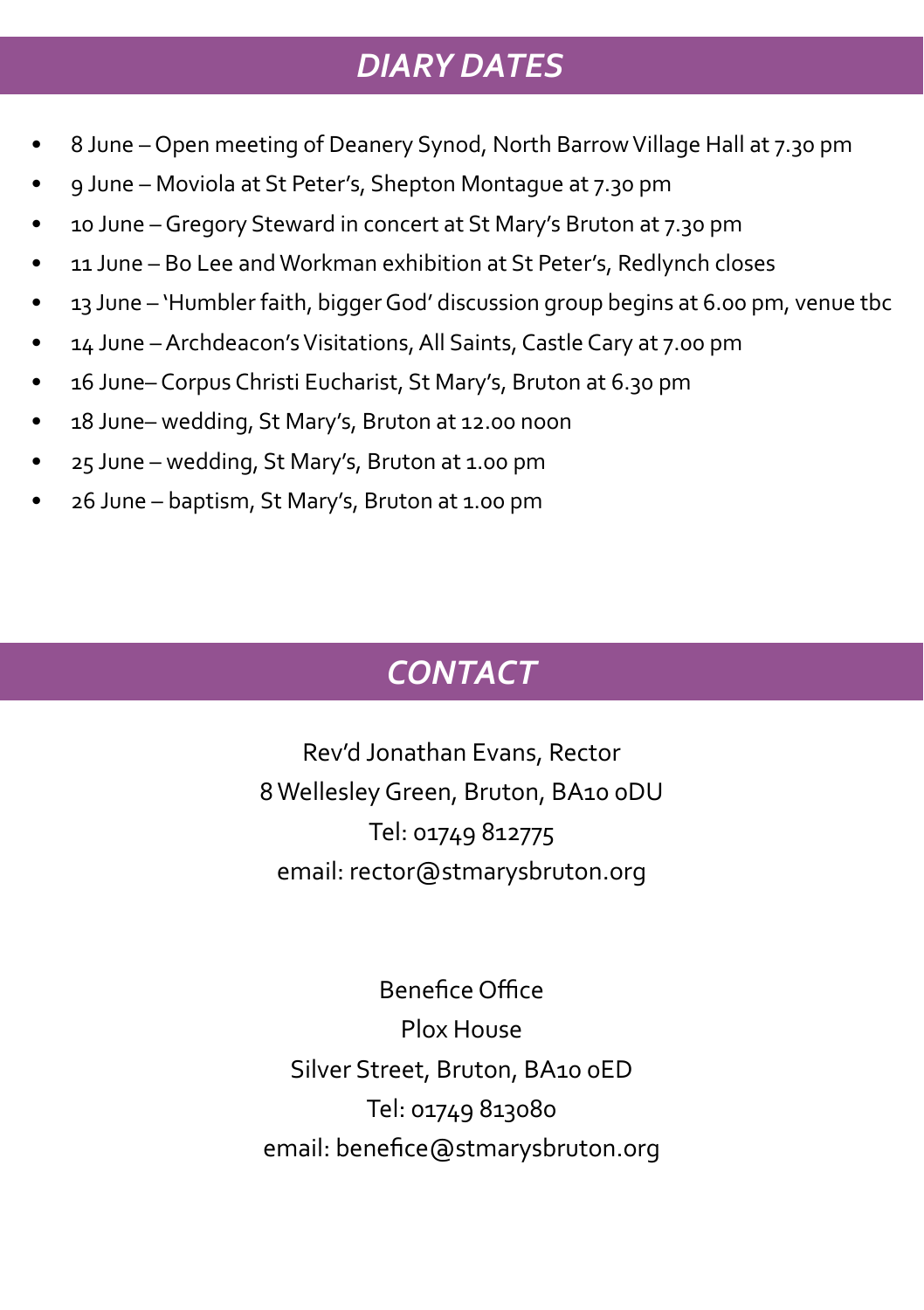## *DIARY DATES*

- 8 June – Open meeting of Deanery Synod, North Barrow Village Hall at 7.30 pm
- 9 June – Moviola at St Peter's, Shepton Montague at 7.30 pm
- 10 June – Gregory Steward in concert at St Mary's Bruton at 7.30 pm
- 11 June – Bo Lee and Workman exhibition at St Peter's, Redlynch closes
- 13 June – 'Humbler faith, bigger God' discussion group begins at 6.00 pm, venue tbc
- 14 June – Archdeacon's Visitations, All Saints, Castle Cary at 7.00 pm
- 16 June– Corpus Christi Eucharist, St Mary's, Bruton at 6.30 pm
- 18 June– wedding, St Mary's, Bruton at 12.00 noon
- 25 June – wedding, St Mary's, Bruton at 1.00 pm
- 26 June – baptism, St Mary's, Bruton at 1.00 pm

## *CONTACT*

Rev'd Jonathan Evans, Rector
8 Wellesley Green, Bruton, BA10 0DU
Tel: 01749 812775
email: rector@stmarysbruton.org

Benefice Office
Plox House
Silver Street, Bruton, BA10 0ED
Tel: 01749 813080
email: benefice@stmarysbruton.org